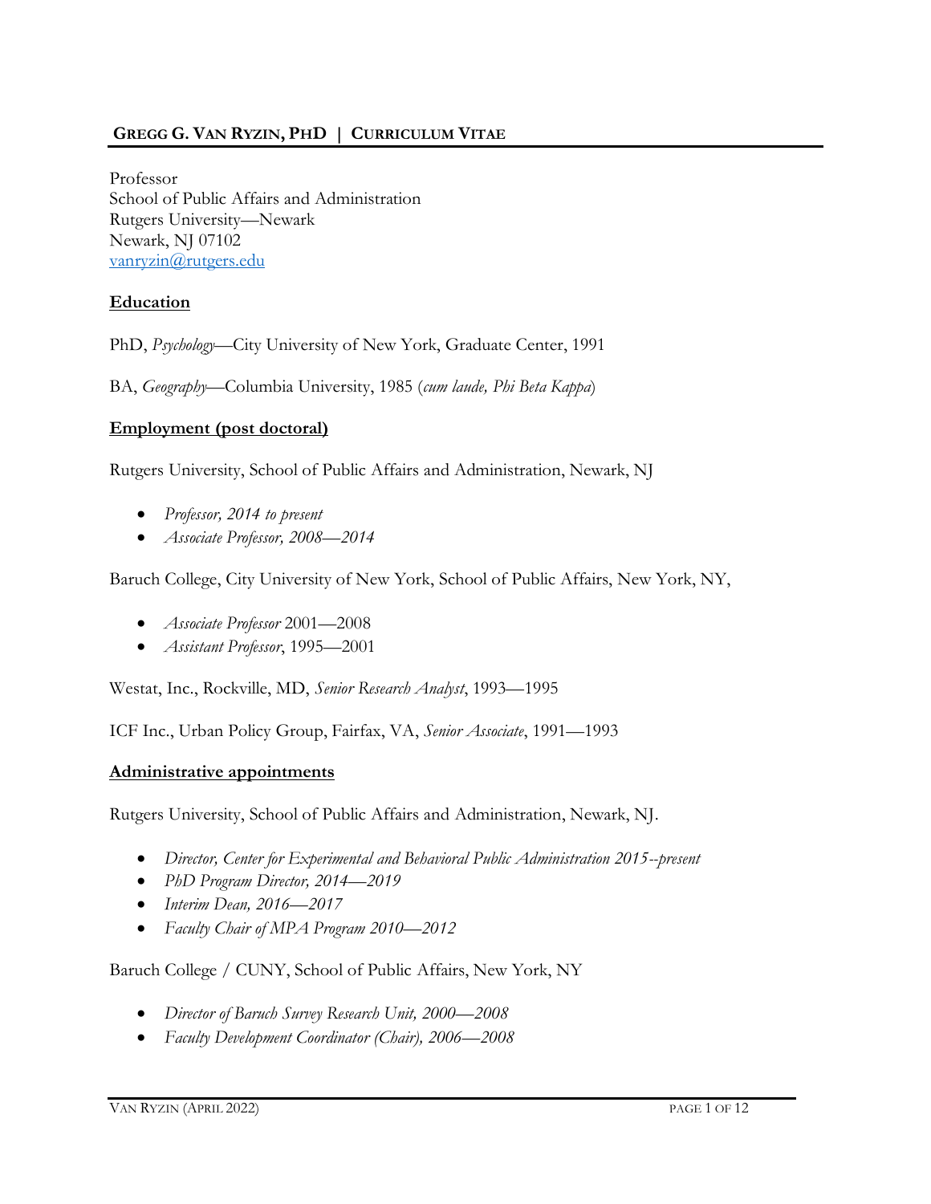# GREGG G. VAN RYZIN, PHD | CURRICULUM VITAE

Professor
School of Public Affairs and Administration
Rutgers University—Newark
Newark, NJ 07102
vanryzin@rutgers.edu

## Education

PhD, *Psychology*—City University of New York, Graduate Center, 1991

BA, *Geography*—Columbia University, 1985 (*cum laude, Phi Beta Kappa*)

## Employment (post doctoral)

Rutgers University, School of Public Affairs and Administration, Newark, NJ

- *Professor, 2014 to present*
- *Associate Professor, 2008—2014*

Baruch College, City University of New York, School of Public Affairs, New York, NY,

- *Associate Professor* 2001—2008
- *Assistant Professor*, 1995—2001

Westat, Inc., Rockville, MD, *Senior Research Analyst*, 1993—1995

ICF Inc., Urban Policy Group, Fairfax, VA, *Senior Associate*, 1991—1993

## Administrative appointments

Rutgers University, School of Public Affairs and Administration, Newark, NJ.

- *Director, Center for Experimental and Behavioral Public Administration 2015--present*
- *PhD Program Director, 2014—2019*
- *Interim Dean, 2016—2017*
- *Faculty Chair of MPA Program 2010—2012*

Baruch College / CUNY, School of Public Affairs, New York, NY

- *Director of Baruch Survey Research Unit, 2000—2008*
- *Faculty Development Coordinator (Chair), 2006—2008*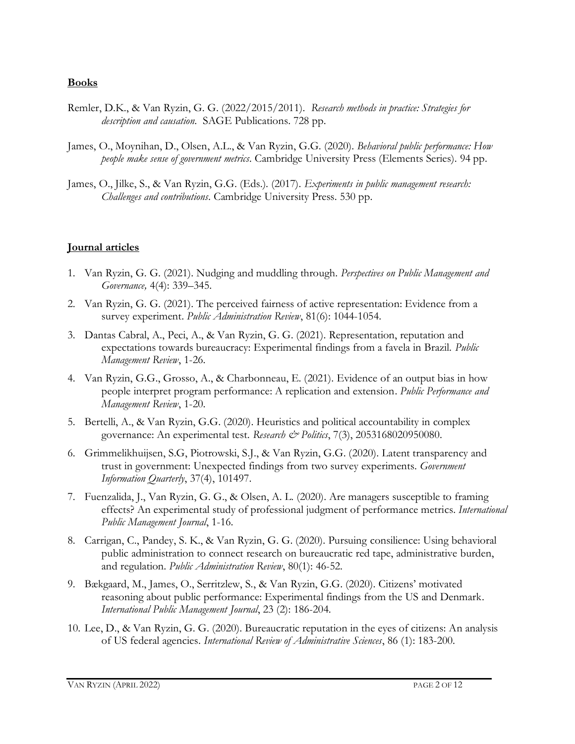## Books

Remler, D.K., & Van Ryzin, G. G. (2022/2015/2011). *Research methods in practice: Strategies for description and causation.* SAGE Publications. 728 pp.

James, O., Moynihan, D., Olsen, A.L., & Van Ryzin, G.G. (2020). *Behavioral public performance: How people make sense of government metrics*. Cambridge University Press (Elements Series). 94 pp.

James, O., Jilke, S., & Van Ryzin, G.G. (Eds.). (2017). *Experiments in public management research: Challenges and contributions*. Cambridge University Press. 530 pp.

## Journal articles

1. Van Ryzin, G. G. (2021). Nudging and muddling through. *Perspectives on Public Management and Governance,* 4(4): 339–345.
2. Van Ryzin, G. G. (2021). The perceived fairness of active representation: Evidence from a survey experiment. *Public Administration Review*, 81(6): 1044-1054.
3. Dantas Cabral, A., Peci, A., & Van Ryzin, G. G. (2021). Representation, reputation and expectations towards bureaucracy: Experimental findings from a favela in Brazil. *Public Management Review*, 1-26.
4. Van Ryzin, G.G., Grosso, A., & Charbonneau, E. (2021). Evidence of an output bias in how people interpret program performance: A replication and extension. *Public Performance and Management Review*, 1-20.
5. Bertelli, A., & Van Ryzin, G.G. (2020). Heuristics and political accountability in complex governance: An experimental test. *Research & Politics*, 7(3), 2053168020950080.
6. Grimmelikhuijsen, S.G, Piotrowski, S.J., & Van Ryzin, G.G. (2020). Latent transparency and trust in government: Unexpected findings from two survey experiments. *Government Information Quarterly*, 37(4), 101497.
7. Fuenzalida, J., Van Ryzin, G. G., & Olsen, A. L. (2020). Are managers susceptible to framing effects? An experimental study of professional judgment of performance metrics. *International Public Management Journal*, 1-16.
8. Carrigan, C., Pandey, S. K., & Van Ryzin, G. G. (2020). Pursuing consilience: Using behavioral public administration to connect research on bureaucratic red tape, administrative burden, and regulation. *Public Administration Review*, 80(1): 46-52.
9. Bækgaard, M., James, O., Serritzlew, S., & Van Ryzin, G.G. (2020). Citizens' motivated reasoning about public performance: Experimental findings from the US and Denmark. *International Public Management Journal*, 23 (2): 186-204.
10. Lee, D., & Van Ryzin, G. G. (2020). Bureaucratic reputation in the eyes of citizens: An analysis of US federal agencies. *International Review of Administrative Sciences*, 86 (1): 183-200.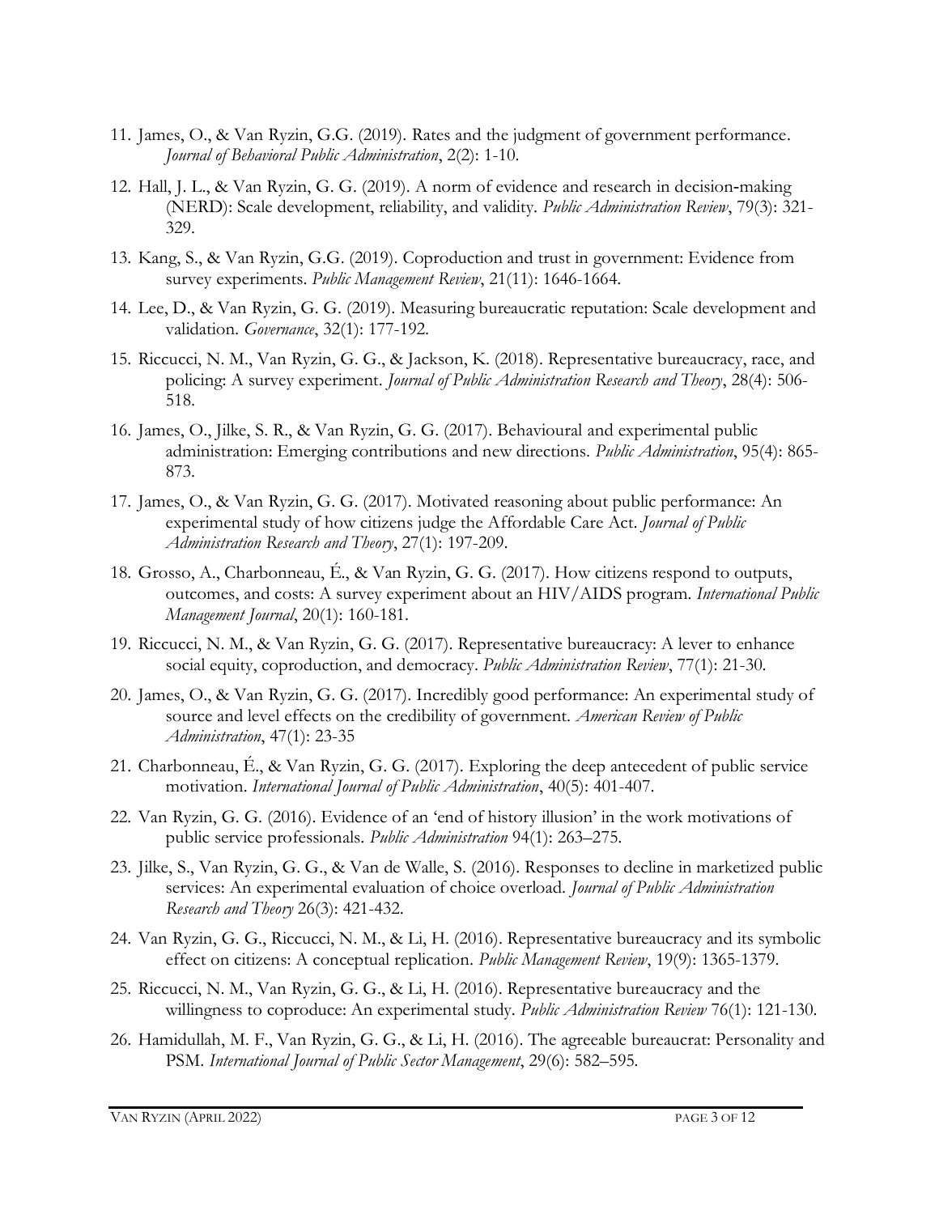11. James, O., & Van Ryzin, G.G. (2019). Rates and the judgment of government performance. *Journal of Behavioral Public Administration*, 2(2): 1-10.
12. Hall, J. L., & Van Ryzin, G. G. (2019). A norm of evidence and research in decision-making (NERD): Scale development, reliability, and validity. *Public Administration Review*, 79(3): 321-329.
13. Kang, S., & Van Ryzin, G.G. (2019). Coproduction and trust in government: Evidence from survey experiments. *Public Management Review*, 21(11): 1646-1664.
14. Lee, D., & Van Ryzin, G. G. (2019). Measuring bureaucratic reputation: Scale development and validation. *Governance*, 32(1): 177-192.
15. Riccucci, N. M., Van Ryzin, G. G., & Jackson, K. (2018). Representative bureaucracy, race, and policing: A survey experiment. *Journal of Public Administration Research and Theory*, 28(4): 506-518.
16. James, O., Jilke, S. R., & Van Ryzin, G. G. (2017). Behavioural and experimental public administration: Emerging contributions and new directions. *Public Administration*, 95(4): 865-873.
17. James, O., & Van Ryzin, G. G. (2017). Motivated reasoning about public performance: An experimental study of how citizens judge the Affordable Care Act. *Journal of Public Administration Research and Theory*, 27(1): 197-209.
18. Grosso, A., Charbonneau, É., & Van Ryzin, G. G. (2017). How citizens respond to outputs, outcomes, and costs: A survey experiment about an HIV/AIDS program. *International Public Management Journal*, 20(1): 160-181.
19. Riccucci, N. M., & Van Ryzin, G. G. (2017). Representative bureaucracy: A lever to enhance social equity, coproduction, and democracy. *Public Administration Review*, 77(1): 21-30.
20. James, O., & Van Ryzin, G. G. (2017). Incredibly good performance: An experimental study of source and level effects on the credibility of government. *American Review of Public Administration*, 47(1): 23-35
21. Charbonneau, É., & Van Ryzin, G. G. (2017). Exploring the deep antecedent of public service motivation. *International Journal of Public Administration*, 40(5): 401-407.
22. Van Ryzin, G. G. (2016). Evidence of an 'end of history illusion' in the work motivations of public service professionals. *Public Administration* 94(1): 263–275.
23. Jilke, S., Van Ryzin, G. G., & Van de Walle, S. (2016). Responses to decline in marketized public services: An experimental evaluation of choice overload. *Journal of Public Administration Research and Theory* 26(3): 421-432.
24. Van Ryzin, G. G., Riccucci, N. M., & Li, H. (2016). Representative bureaucracy and its symbolic effect on citizens: A conceptual replication. *Public Management Review*, 19(9): 1365-1379.
25. Riccucci, N. M., Van Ryzin, G. G., & Li, H. (2016). Representative bureaucracy and the willingness to coproduce: An experimental study. *Public Administration Review* 76(1): 121-130.
26. Hamidullah, M. F., Van Ryzin, G. G., & Li, H. (2016). The agreeable bureaucrat: Personality and PSM. *International Journal of Public Sector Management*, 29(6): 582–595.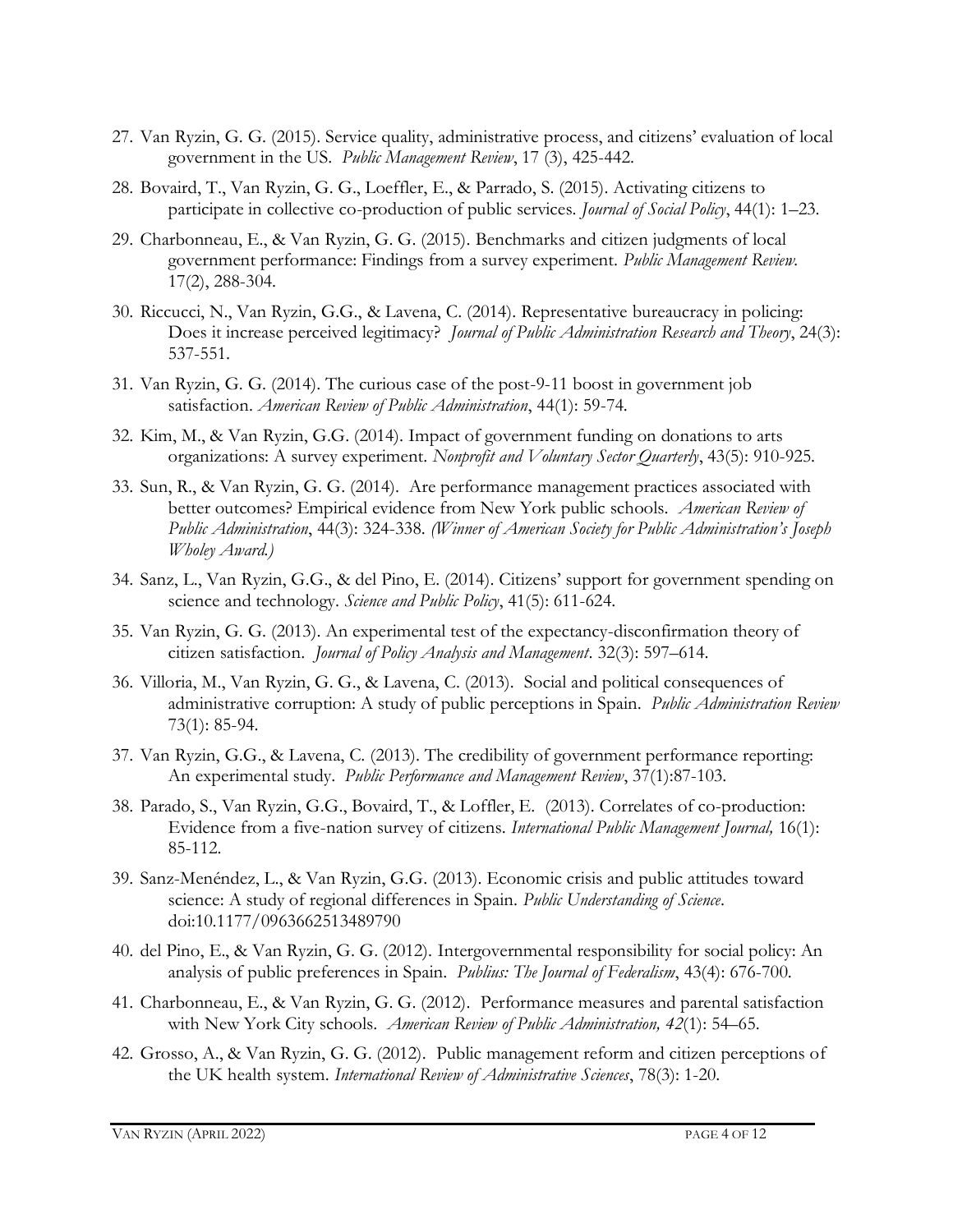27. Van Ryzin, G. G. (2015). Service quality, administrative process, and citizens' evaluation of local government in the US. *Public Management Review*, 17 (3), 425-442.
28. Bovaird, T., Van Ryzin, G. G., Loeffler, E., & Parrado, S. (2015). Activating citizens to participate in collective co-production of public services. *Journal of Social Policy*, 44(1): 1–23.
29. Charbonneau, E., & Van Ryzin, G. G. (2015). Benchmarks and citizen judgments of local government performance: Findings from a survey experiment. *Public Management Review*. 17(2), 288-304.
30. Riccucci, N., Van Ryzin, G.G., & Lavena, C. (2014). Representative bureaucracy in policing: Does it increase perceived legitimacy? *Journal of Public Administration Research and Theory*, 24(3): 537-551.
31. Van Ryzin, G. G. (2014). The curious case of the post-9-11 boost in government job satisfaction. *American Review of Public Administration*, 44(1): 59-74.
32. Kim, M., & Van Ryzin, G.G. (2014). Impact of government funding on donations to arts organizations: A survey experiment. *Nonprofit and Voluntary Sector Quarterly*, 43(5): 910-925.
33. Sun, R., & Van Ryzin, G. G. (2014). Are performance management practices associated with better outcomes? Empirical evidence from New York public schools. *American Review of Public Administration*, 44(3): 324-338. *(Winner of American Society for Public Administration's Joseph Wholey Award.)*
34. Sanz, L., Van Ryzin, G.G., & del Pino, E. (2014). Citizens' support for government spending on science and technology. *Science and Public Policy*, 41(5): 611-624.
35. Van Ryzin, G. G. (2013). An experimental test of the expectancy-disconfirmation theory of citizen satisfaction. *Journal of Policy Analysis and Management*. 32(3): 597–614.
36. Villoria, M., Van Ryzin, G. G., & Lavena, C. (2013). Social and political consequences of administrative corruption: A study of public perceptions in Spain. *Public Administration Review* 73(1): 85-94.
37. Van Ryzin, G.G., & Lavena, C. (2013). The credibility of government performance reporting: An experimental study. *Public Performance and Management Review*, 37(1):87-103.
38. Parado, S., Van Ryzin, G.G., Bovaird, T., & Loffler, E. (2013). Correlates of co-production: Evidence from a five-nation survey of citizens. *International Public Management Journal,* 16(1): 85-112.
39. Sanz-Menéndez, L., & Van Ryzin, G.G. (2013). Economic crisis and public attitudes toward science: A study of regional differences in Spain. *Public Understanding of Science*. doi:10.1177/0963662513489790
40. del Pino, E., & Van Ryzin, G. G. (2012). Intergovernmental responsibility for social policy: An analysis of public preferences in Spain. *Publius: The Journal of Federalism*, 43(4): 676-700.
41. Charbonneau, E., & Van Ryzin, G. G. (2012). Performance measures and parental satisfaction with New York City schools. *American Review of Public Administration, 42*(1): 54–65.
42. Grosso, A., & Van Ryzin, G. G. (2012). Public management reform and citizen perceptions of the UK health system. *International Review of Administrative Sciences*, 78(3): 1-20.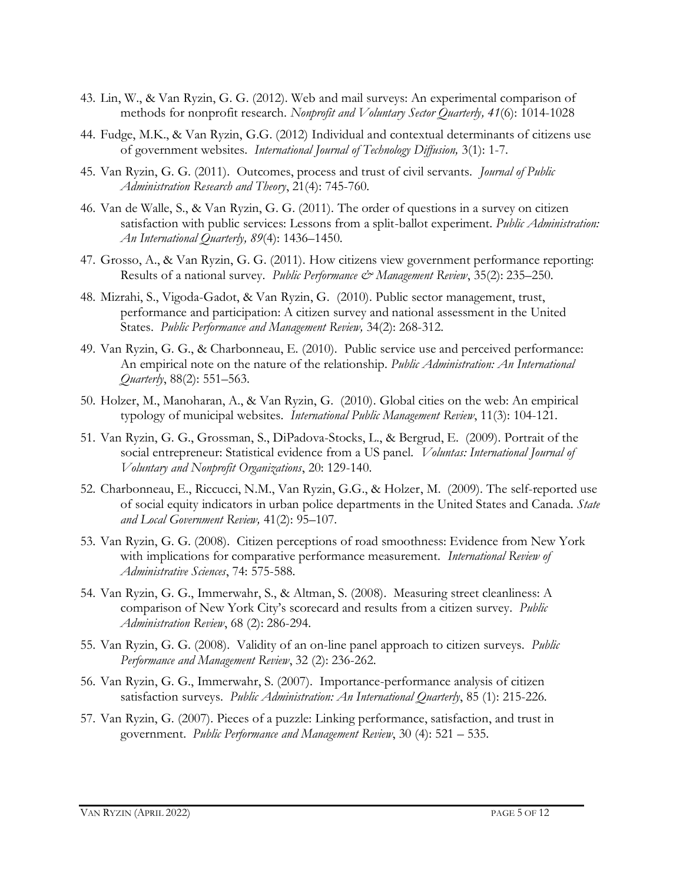43. Lin, W., & Van Ryzin, G. G. (2012). Web and mail surveys: An experimental comparison of methods for nonprofit research. *Nonprofit and Voluntary Sector Quarterly, 41*(6): 1014-1028

44. Fudge, M.K., & Van Ryzin, G.G. (2012) Individual and contextual determinants of citizens use of government websites. *International Journal of Technology Diffusion,* 3(1): 1-7.

45. Van Ryzin, G. G. (2011). Outcomes, process and trust of civil servants. *Journal of Public Administration Research and Theory*, 21(4): 745-760.

46. Van de Walle, S., & Van Ryzin, G. G. (2011). The order of questions in a survey on citizen satisfaction with public services: Lessons from a split-ballot experiment. *Public Administration: An International Quarterly, 89*(4): 1436–1450.

47. Grosso, A., & Van Ryzin, G. G. (2011). How citizens view government performance reporting: Results of a national survey. *Public Performance & Management Review*, 35(2): 235–250.

48. Mizrahi, S., Vigoda-Gadot, & Van Ryzin, G. (2010). Public sector management, trust, performance and participation: A citizen survey and national assessment in the United States. *Public Performance and Management Review,* 34(2): 268-312.

49. Van Ryzin, G. G., & Charbonneau, E. (2010). Public service use and perceived performance: An empirical note on the nature of the relationship. *Public Administration: An International Quarterly*, 88(2): 551–563.

50. Holzer, M., Manoharan, A., & Van Ryzin, G. (2010). Global cities on the web: An empirical typology of municipal websites. *International Public Management Review*, 11(3): 104-121.

51. Van Ryzin, G. G., Grossman, S., DiPadova-Stocks, L., & Bergrud, E. (2009). Portrait of the social entrepreneur: Statistical evidence from a US panel. *Voluntas: International Journal of Voluntary and Nonprofit Organizations*, 20: 129-140.

52. Charbonneau, E., Riccucci, N.M., Van Ryzin, G.G., & Holzer, M. (2009). The self-reported use of social equity indicators in urban police departments in the United States and Canada. *State and Local Government Review,* 41(2): 95–107.

53. Van Ryzin, G. G. (2008). Citizen perceptions of road smoothness: Evidence from New York with implications for comparative performance measurement. *International Review of Administrative Sciences*, 74: 575-588.

54. Van Ryzin, G. G., Immerwahr, S., & Altman, S. (2008). Measuring street cleanliness: A comparison of New York City's scorecard and results from a citizen survey. *Public Administration Review*, 68 (2): 286-294.

55. Van Ryzin, G. G. (2008). Validity of an on-line panel approach to citizen surveys. *Public Performance and Management Review*, 32 (2): 236-262.

56. Van Ryzin, G. G., Immerwahr, S. (2007). Importance-performance analysis of citizen satisfaction surveys. *Public Administration: An International Quarterly*, 85 (1): 215-226.

57. Van Ryzin, G. (2007). Pieces of a puzzle: Linking performance, satisfaction, and trust in government. *Public Performance and Management Review*, 30 (4): 521 – 535.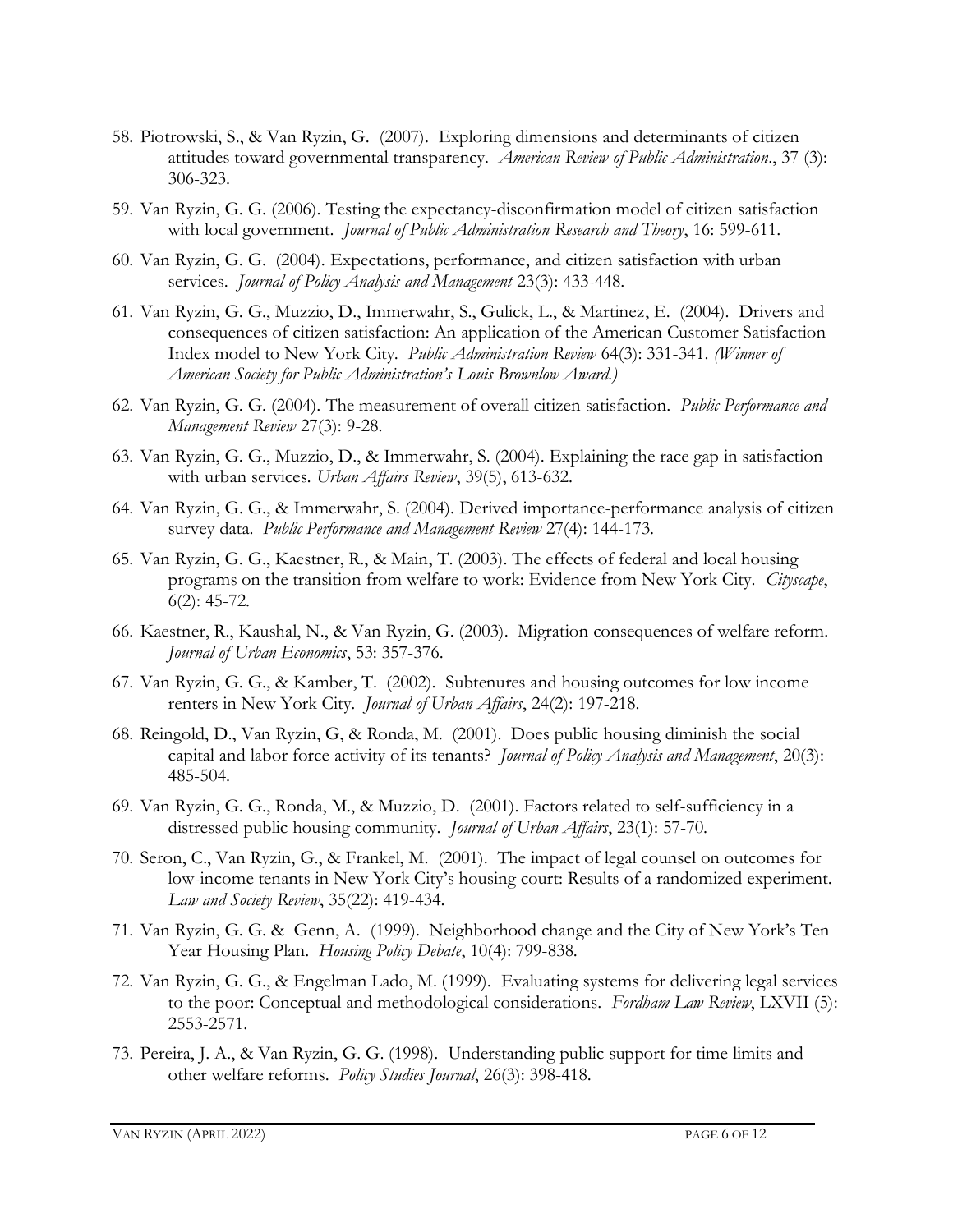58. Piotrowski, S., & Van Ryzin, G. (2007). Exploring dimensions and determinants of citizen attitudes toward governmental transparency. *American Review of Public Administration*., 37 (3): 306-323.

59. Van Ryzin, G. G. (2006). Testing the expectancy-disconfirmation model of citizen satisfaction with local government. *Journal of Public Administration Research and Theory*, 16: 599-611.

60. Van Ryzin, G. G. (2004). Expectations, performance, and citizen satisfaction with urban services. *Journal of Policy Analysis and Management* 23(3): 433-448.

61. Van Ryzin, G. G., Muzzio, D., Immerwahr, S., Gulick, L., & Martinez, E. (2004). Drivers and consequences of citizen satisfaction: An application of the American Customer Satisfaction Index model to New York City. *Public Administration Review* 64(3): 331-341. *(Winner of American Society for Public Administration's Louis Brownlow Award.)*

62. Van Ryzin, G. G. (2004). The measurement of overall citizen satisfaction. *Public Performance and Management Review* 27(3): 9-28.

63. Van Ryzin, G. G., Muzzio, D., & Immerwahr, S. (2004). Explaining the race gap in satisfaction with urban services. *Urban Affairs Review*, 39(5), 613-632.

64. Van Ryzin, G. G., & Immerwahr, S. (2004). Derived importance-performance analysis of citizen survey data. *Public Performance and Management Review* 27(4): 144-173.

65. Van Ryzin, G. G., Kaestner, R., & Main, T. (2003). The effects of federal and local housing programs on the transition from welfare to work: Evidence from New York City. *Cityscape*, 6(2): 45-72.

66. Kaestner, R., Kaushal, N., & Van Ryzin, G. (2003). Migration consequences of welfare reform. *Journal of Urban Economics*, 53: 357-376.

67. Van Ryzin, G. G., & Kamber, T. (2002). Subtenures and housing outcomes for low income renters in New York City. *Journal of Urban Affairs*, 24(2): 197-218.

68. Reingold, D., Van Ryzin, G, & Ronda, M. (2001). Does public housing diminish the social capital and labor force activity of its tenants? *Journal of Policy Analysis and Management*, 20(3): 485-504.

69. Van Ryzin, G. G., Ronda, M., & Muzzio, D. (2001). Factors related to self-sufficiency in a distressed public housing community. *Journal of Urban Affairs*, 23(1): 57-70.

70. Seron, C., Van Ryzin, G., & Frankel, M. (2001). The impact of legal counsel on outcomes for low-income tenants in New York City's housing court: Results of a randomized experiment. *Law and Society Review*, 35(22): 419-434.

71. Van Ryzin, G. G. & Genn, A. (1999). Neighborhood change and the City of New York's Ten Year Housing Plan. *Housing Policy Debate*, 10(4): 799-838.

72. Van Ryzin, G. G., & Engelman Lado, M. (1999). Evaluating systems for delivering legal services to the poor: Conceptual and methodological considerations. *Fordham Law Review*, LXVII (5): 2553-2571.

73. Pereira, J. A., & Van Ryzin, G. G. (1998). Understanding public support for time limits and other welfare reforms. *Policy Studies Journal*, 26(3): 398-418.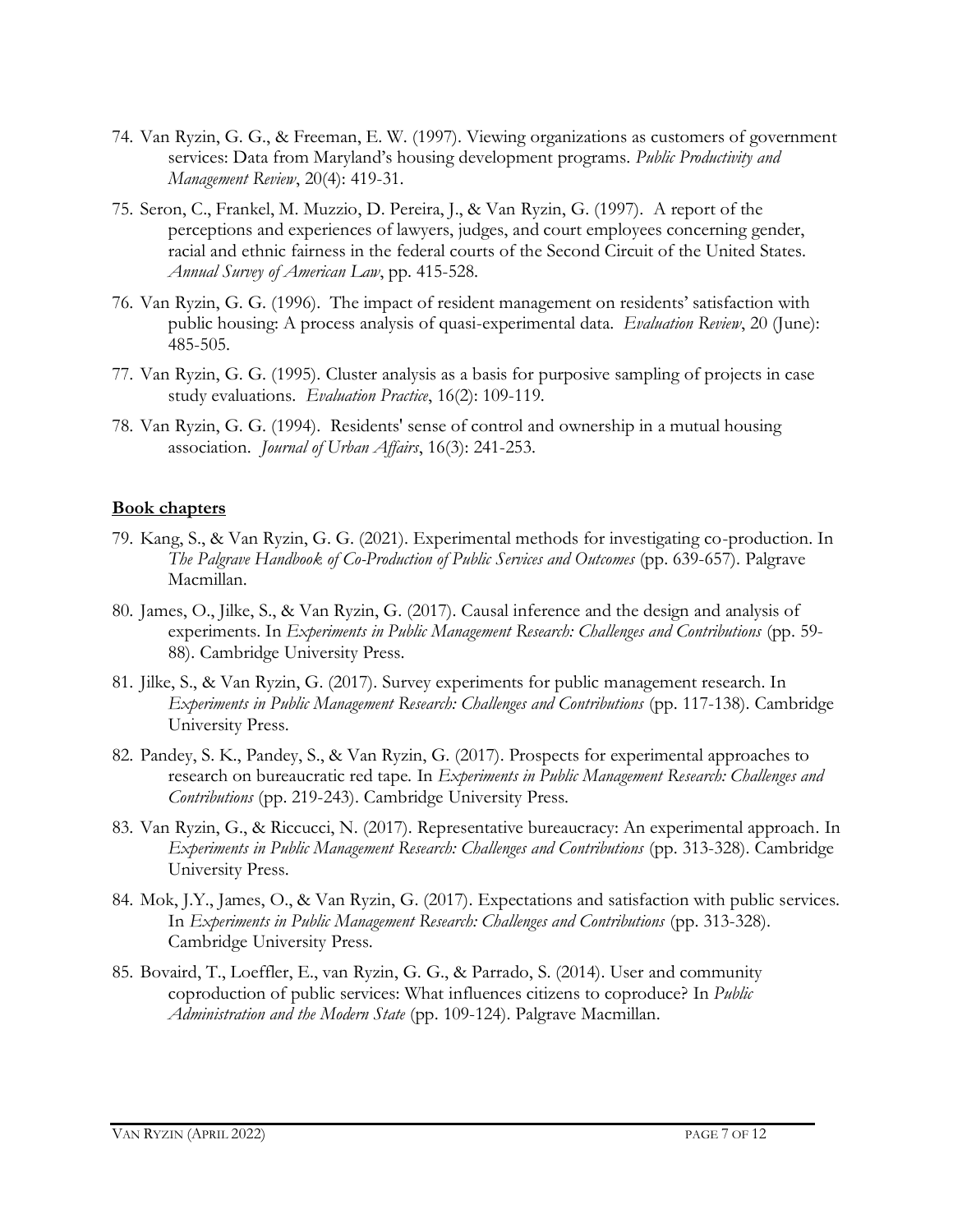74. Van Ryzin, G. G., & Freeman, E. W. (1997). Viewing organizations as customers of government services: Data from Maryland's housing development programs. *Public Productivity and Management Review*, 20(4): 419-31.
75. Seron, C., Frankel, M. Muzzio, D. Pereira, J., & Van Ryzin, G. (1997). A report of the perceptions and experiences of lawyers, judges, and court employees concerning gender, racial and ethnic fairness in the federal courts of the Second Circuit of the United States. *Annual Survey of American Law*, pp. 415-528.
76. Van Ryzin, G. G. (1996). The impact of resident management on residents' satisfaction with public housing: A process analysis of quasi-experimental data. *Evaluation Review*, 20 (June): 485-505.
77. Van Ryzin, G. G. (1995). Cluster analysis as a basis for purposive sampling of projects in case study evaluations. *Evaluation Practice*, 16(2): 109-119.
78. Van Ryzin, G. G. (1994). Residents' sense of control and ownership in a mutual housing association. *Journal of Urban Affairs*, 16(3): 241-253.

## Book chapters

79. Kang, S., & Van Ryzin, G. G. (2021). Experimental methods for investigating co-production. In *The Palgrave Handbook of Co-Production of Public Services and Outcomes* (pp. 639-657). Palgrave Macmillan.
80. James, O., Jilke, S., & Van Ryzin, G. (2017). Causal inference and the design and analysis of experiments. In *Experiments in Public Management Research: Challenges and Contributions* (pp. 59-88). Cambridge University Press.
81. Jilke, S., & Van Ryzin, G. (2017). Survey experiments for public management research. In *Experiments in Public Management Research: Challenges and Contributions* (pp. 117-138). Cambridge University Press.
82. Pandey, S. K., Pandey, S., & Van Ryzin, G. (2017). Prospects for experimental approaches to research on bureaucratic red tape. In *Experiments in Public Management Research: Challenges and Contributions* (pp. 219-243). Cambridge University Press.
83. Van Ryzin, G., & Riccucci, N. (2017). Representative bureaucracy: An experimental approach. In *Experiments in Public Management Research: Challenges and Contributions* (pp. 313-328). Cambridge University Press.
84. Mok, J.Y., James, O., & Van Ryzin, G. (2017). Expectations and satisfaction with public services. In *Experiments in Public Management Research: Challenges and Contributions* (pp. 313-328). Cambridge University Press.
85. Bovaird, T., Loeffler, E., van Ryzin, G. G., & Parrado, S. (2014). User and community coproduction of public services: What influences citizens to coproduce? In *Public Administration and the Modern State* (pp. 109-124). Palgrave Macmillan.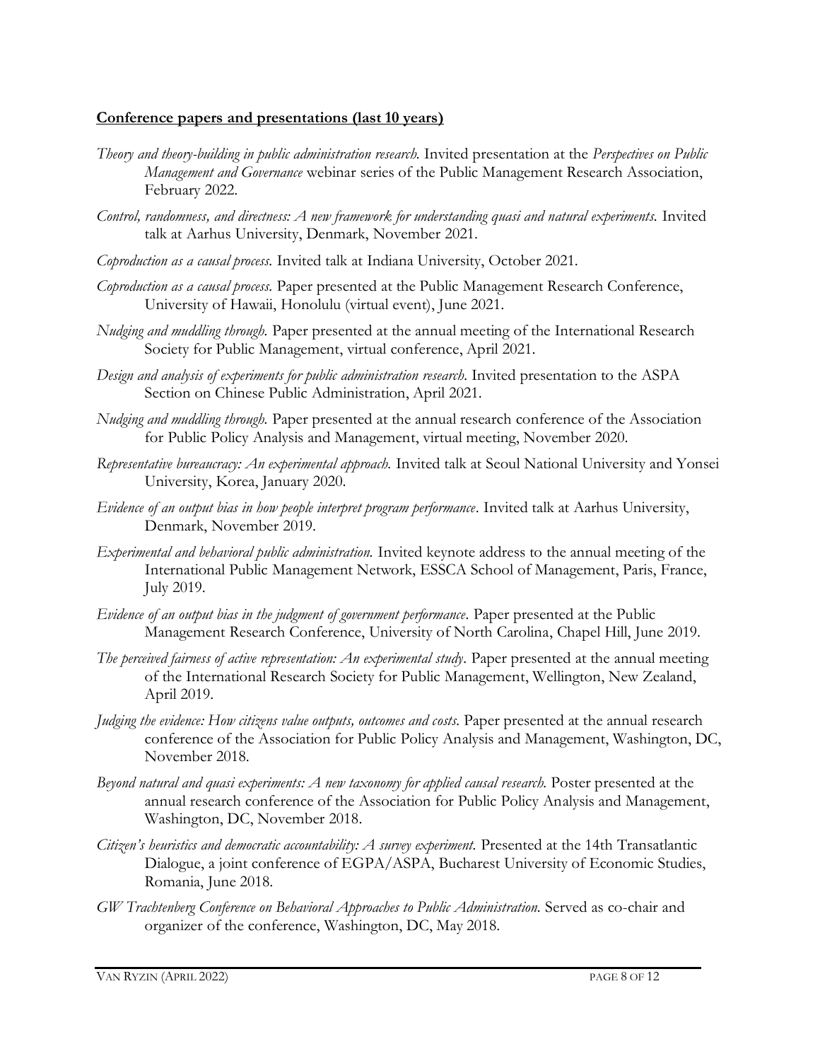**Conference papers and presentations (last 10 years)**

*Theory and theory-building in public administration research.* Invited presentation at the *Perspectives on Public Management and Governance* webinar series of the Public Management Research Association, February 2022.

*Control, randomness, and directness: A new framework for understanding quasi and natural experiments.* Invited talk at Aarhus University, Denmark, November 2021.

*Coproduction as a causal process.* Invited talk at Indiana University, October 2021.

*Coproduction as a causal process.* Paper presented at the Public Management Research Conference, University of Hawaii, Honolulu (virtual event), June 2021.

*Nudging and muddling through.* Paper presented at the annual meeting of the International Research Society for Public Management, virtual conference, April 2021.

*Design and analysis of experiments for public administration research.* Invited presentation to the ASPA Section on Chinese Public Administration, April 2021.

*Nudging and muddling through.* Paper presented at the annual research conference of the Association for Public Policy Analysis and Management, virtual meeting, November 2020.

*Representative bureaucracy: An experimental approach.* Invited talk at Seoul National University and Yonsei University, Korea, January 2020.

*Evidence of an output bias in how people interpret program performance*. Invited talk at Aarhus University, Denmark, November 2019.

*Experimental and behavioral public administration.* Invited keynote address to the annual meeting of the International Public Management Network, ESSCA School of Management, Paris, France, July 2019.

*Evidence of an output bias in the judgment of government performance*. Paper presented at the Public Management Research Conference, University of North Carolina, Chapel Hill, June 2019.

*The perceived fairness of active representation: An experimental study*. Paper presented at the annual meeting of the International Research Society for Public Management, Wellington, New Zealand, April 2019.

*Judging the evidence: How citizens value outputs, outcomes and costs.* Paper presented at the annual research conference of the Association for Public Policy Analysis and Management, Washington, DC, November 2018.

*Beyond natural and quasi experiments: A new taxonomy for applied causal research.* Poster presented at the annual research conference of the Association for Public Policy Analysis and Management, Washington, DC, November 2018.

*Citizen's heuristics and democratic accountability: A survey experiment.* Presented at the 14th Transatlantic Dialogue, a joint conference of EGPA/ASPA, Bucharest University of Economic Studies, Romania, June 2018.

*GW Trachtenberg Conference on Behavioral Approaches to Public Administration.* Served as co-chair and organizer of the conference, Washington, DC, May 2018.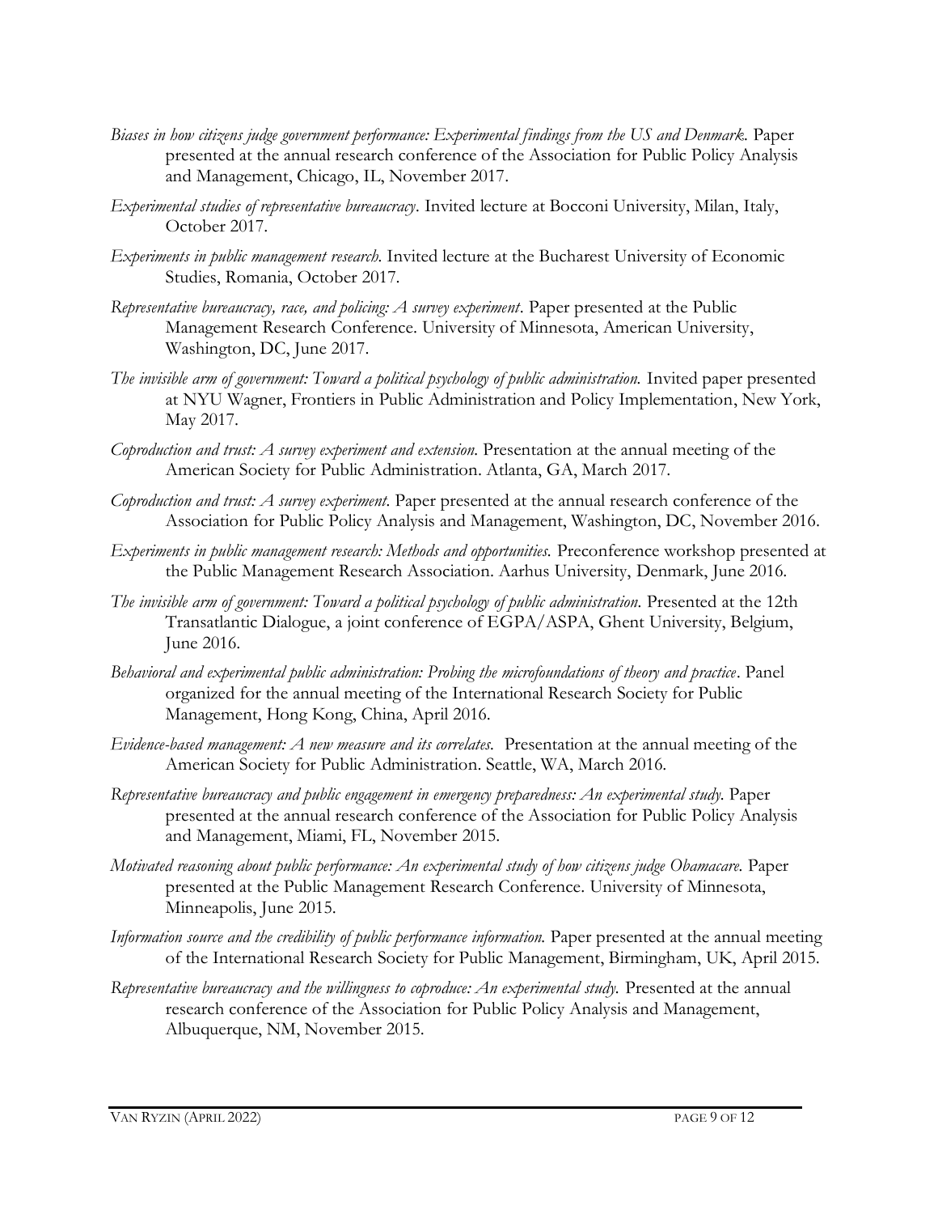*Biases in how citizens judge government performance: Experimental findings from the US and Denmark.* Paper presented at the annual research conference of the Association for Public Policy Analysis and Management, Chicago, IL, November 2017.

*Experimental studies of representative bureaucracy*. Invited lecture at Bocconi University, Milan, Italy, October 2017.

*Experiments in public management research.* Invited lecture at the Bucharest University of Economic Studies, Romania, October 2017.

*Representative bureaucracy, race, and policing: A survey experiment*. Paper presented at the Public Management Research Conference. University of Minnesota, American University, Washington, DC, June 2017.

*The invisible arm of government: Toward a political psychology of public administration.* Invited paper presented at NYU Wagner, Frontiers in Public Administration and Policy Implementation, New York, May 2017.

*Coproduction and trust: A survey experiment and extension.* Presentation at the annual meeting of the American Society for Public Administration. Atlanta, GA, March 2017.

*Coproduction and trust: A survey experiment.* Paper presented at the annual research conference of the Association for Public Policy Analysis and Management, Washington, DC, November 2016.

*Experiments in public management research: Methods and opportunities.* Preconference workshop presented at the Public Management Research Association. Aarhus University, Denmark, June 2016.

*The invisible arm of government: Toward a political psychology of public administration.* Presented at the 12th Transatlantic Dialogue, a joint conference of EGPA/ASPA, Ghent University, Belgium, June 2016.

*Behavioral and experimental public administration: Probing the microfoundations of theory and practice*. Panel organized for the annual meeting of the International Research Society for Public Management, Hong Kong, China, April 2016.

*Evidence-based management: A new measure and its correlates.* Presentation at the annual meeting of the American Society for Public Administration. Seattle, WA, March 2016.

*Representative bureaucracy and public engagement in emergency preparedness: An experimental study.* Paper presented at the annual research conference of the Association for Public Policy Analysis and Management, Miami, FL, November 2015.

*Motivated reasoning about public performance: An experimental study of how citizens judge Obamacare.* Paper presented at the Public Management Research Conference. University of Minnesota, Minneapolis, June 2015.

*Information source and the credibility of public performance information.* Paper presented at the annual meeting of the International Research Society for Public Management, Birmingham, UK, April 2015.

*Representative bureaucracy and the willingness to coproduce: An experimental study.* Presented at the annual research conference of the Association for Public Policy Analysis and Management, Albuquerque, NM, November 2015.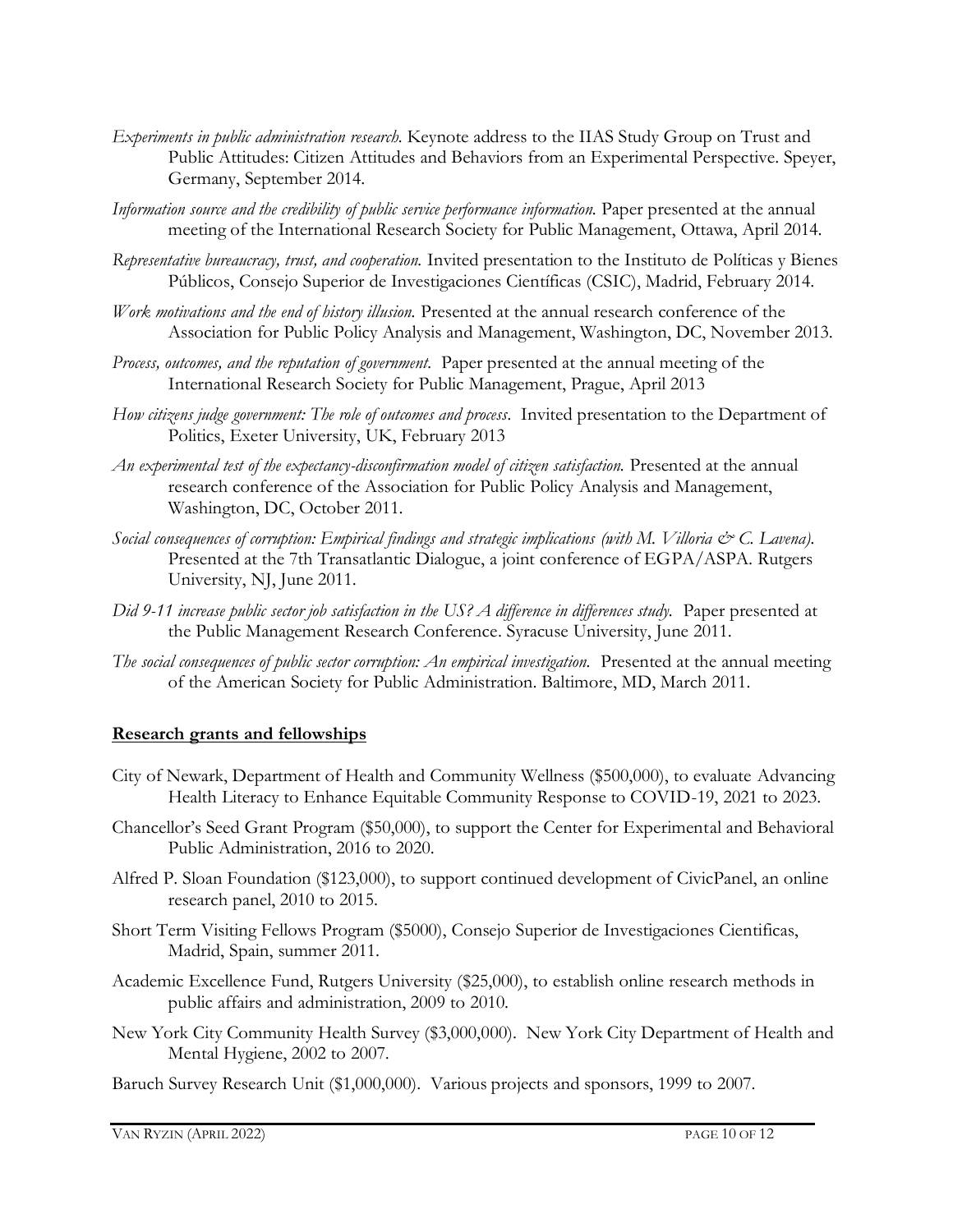*Experiments in public administration research.* Keynote address to the IIAS Study Group on Trust and Public Attitudes: Citizen Attitudes and Behaviors from an Experimental Perspective. Speyer, Germany, September 2014.

*Information source and the credibility of public service performance information.* Paper presented at the annual meeting of the International Research Society for Public Management, Ottawa, April 2014.

*Representative bureaucracy, trust, and cooperation.* Invited presentation to the Instituto de Políticas y Bienes Públicos, Consejo Superior de Investigaciones Científicas (CSIC), Madrid, February 2014.

*Work motivations and the end of history illusion.* Presented at the annual research conference of the Association for Public Policy Analysis and Management, Washington, DC, November 2013.

*Process, outcomes, and the reputation of government.* Paper presented at the annual meeting of the International Research Society for Public Management, Prague, April 2013

*How citizens judge government: The role of outcomes and process*. Invited presentation to the Department of Politics, Exeter University, UK, February 2013

*An experimental test of the expectancy-disconfirmation model of citizen satisfaction.* Presented at the annual research conference of the Association for Public Policy Analysis and Management, Washington, DC, October 2011.

*Social consequences of corruption: Empirical findings and strategic implications (with M. Villoria & C. Lavena).* Presented at the 7th Transatlantic Dialogue, a joint conference of EGPA/ASPA. Rutgers University, NJ, June 2011.

*Did 9-11 increase public sector job satisfaction in the US? A difference in differences study.* Paper presented at the Public Management Research Conference. Syracuse University, June 2011.

*The social consequences of public sector corruption: An empirical investigation.* Presented at the annual meeting of the American Society for Public Administration. Baltimore, MD, March 2011.

## Research grants and fellowships

City of Newark, Department of Health and Community Wellness ($500,000), to evaluate Advancing Health Literacy to Enhance Equitable Community Response to COVID-19, 2021 to 2023.

Chancellor's Seed Grant Program ($50,000), to support the Center for Experimental and Behavioral Public Administration, 2016 to 2020.

Alfred P. Sloan Foundation ($123,000), to support continued development of CivicPanel, an online research panel, 2010 to 2015.

Short Term Visiting Fellows Program ($5000), Consejo Superior de Investigaciones Cientificas, Madrid, Spain, summer 2011.

Academic Excellence Fund, Rutgers University ($25,000), to establish online research methods in public affairs and administration, 2009 to 2010.

New York City Community Health Survey ($3,000,000). New York City Department of Health and Mental Hygiene, 2002 to 2007.

Baruch Survey Research Unit ($1,000,000). Various projects and sponsors, 1999 to 2007.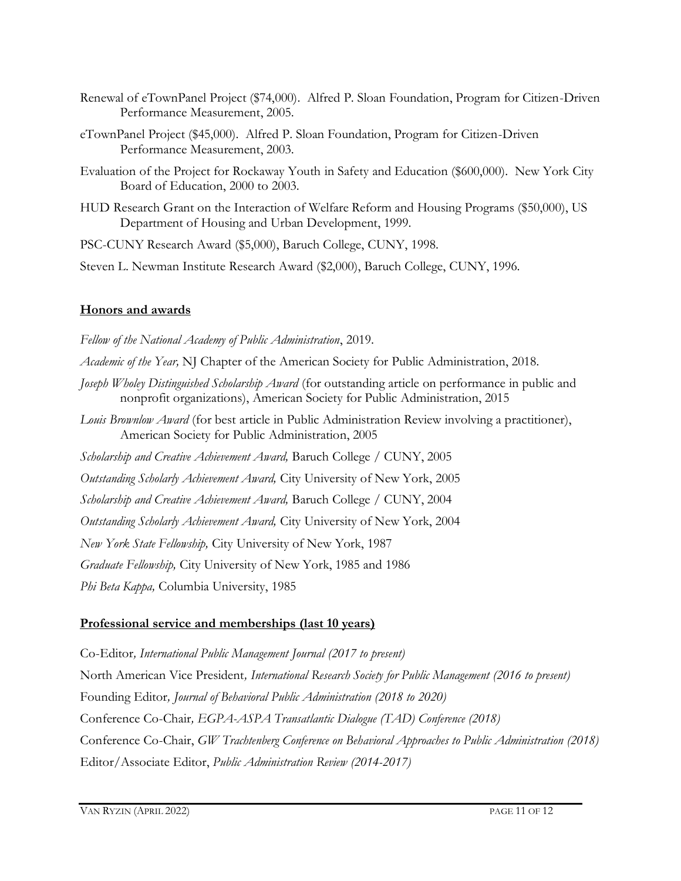Renewal of eTownPanel Project ($74,000). Alfred P. Sloan Foundation, Program for Citizen-Driven Performance Measurement, 2005.

eTownPanel Project ($45,000). Alfred P. Sloan Foundation, Program for Citizen-Driven Performance Measurement, 2003.

Evaluation of the Project for Rockaway Youth in Safety and Education ($600,000). New York City Board of Education, 2000 to 2003.

HUD Research Grant on the Interaction of Welfare Reform and Housing Programs ($50,000), US Department of Housing and Urban Development, 1999.

PSC-CUNY Research Award ($5,000), Baruch College, CUNY, 1998.

Steven L. Newman Institute Research Award ($2,000), Baruch College, CUNY, 1996.

## Honors and awards

*Fellow of the National Academy of Public Administration*, 2019.

*Academic of the Year,* NJ Chapter of the American Society for Public Administration, 2018.

*Joseph Wholey Distinguished Scholarship Award* (for outstanding article on performance in public and nonprofit organizations), American Society for Public Administration, 2015

*Louis Brownlow Award* (for best article in Public Administration Review involving a practitioner), American Society for Public Administration, 2005

*Scholarship and Creative Achievement Award,* Baruch College / CUNY, 2005

*Outstanding Scholarly Achievement Award,* City University of New York, 2005

*Scholarship and Creative Achievement Award,* Baruch College / CUNY, 2004

*Outstanding Scholarly Achievement Award,* City University of New York, 2004

*New York State Fellowship,* City University of New York, 1987

*Graduate Fellowship,* City University of New York, 1985 and 1986

*Phi Beta Kappa,* Columbia University, 1985

## Professional service and memberships (last 10 years)

Co-Editor*, International Public Management Journal (2017 to present)*

North American Vice President*, International Research Society for Public Management (2016 to present)*

Founding Editor*, Journal of Behavioral Public Administration (2018 to 2020)*

Conference Co-Chair*, EGPA-ASPA Transatlantic Dialogue (TAD) Conference (2018)*

Conference Co-Chair, *GW Trachtenberg Conference on Behavioral Approaches to Public Administration (2018)*

Editor/Associate Editor, *Public Administration Review (2014-2017)*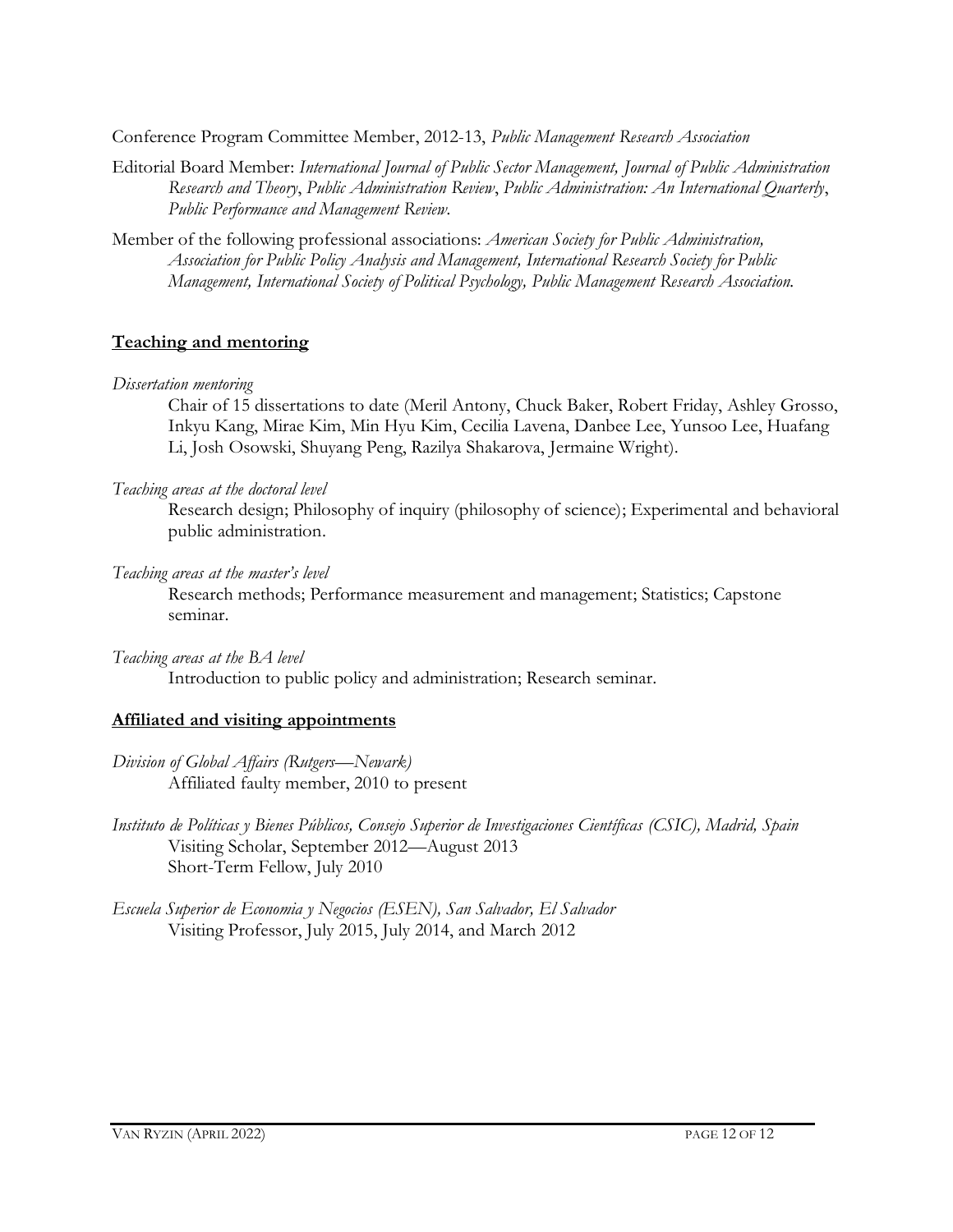Conference Program Committee Member, 2012-13, *Public Management Research Association*

Editorial Board Member: *International Journal of Public Sector Management, Journal of Public Administration Research and Theory*, *Public Administration Review*, *Public Administration: An International Quarterly*, *Public Performance and Management Review*.

Member of the following professional associations: *American Society for Public Administration, Association for Public Policy Analysis and Management, International Research Society for Public Management, International Society of Political Psychology, Public Management Research Association.*

## Teaching and mentoring

*Dissertation mentoring*

Chair of 15 dissertations to date (Meril Antony, Chuck Baker, Robert Friday, Ashley Grosso, Inkyu Kang, Mirae Kim, Min Hyu Kim, Cecilia Lavena, Danbee Lee, Yunsoo Lee, Huafang Li, Josh Osowski, Shuyang Peng, Razilya Shakarova, Jermaine Wright).

*Teaching areas at the doctoral level*

Research design; Philosophy of inquiry (philosophy of science); Experimental and behavioral public administration.

*Teaching areas at the master's level*

Research methods; Performance measurement and management; Statistics; Capstone seminar.

*Teaching areas at the BA level*

Introduction to public policy and administration; Research seminar.

## Affiliated and visiting appointments

*Division of Global Affairs (Rutgers—Newark)*

Affiliated faulty member, 2010 to present

*Instituto de Políticas y Bienes Públicos, Consejo Superior de Investigaciones Científicas (CSIC), Madrid, Spain*

Visiting Scholar, September 2012—August 2013
Short-Term Fellow, July 2010

*Escuela Superior de Economia y Negocios (ESEN), San Salvador, El Salvador*

Visiting Professor, July 2015, July 2014, and March 2012